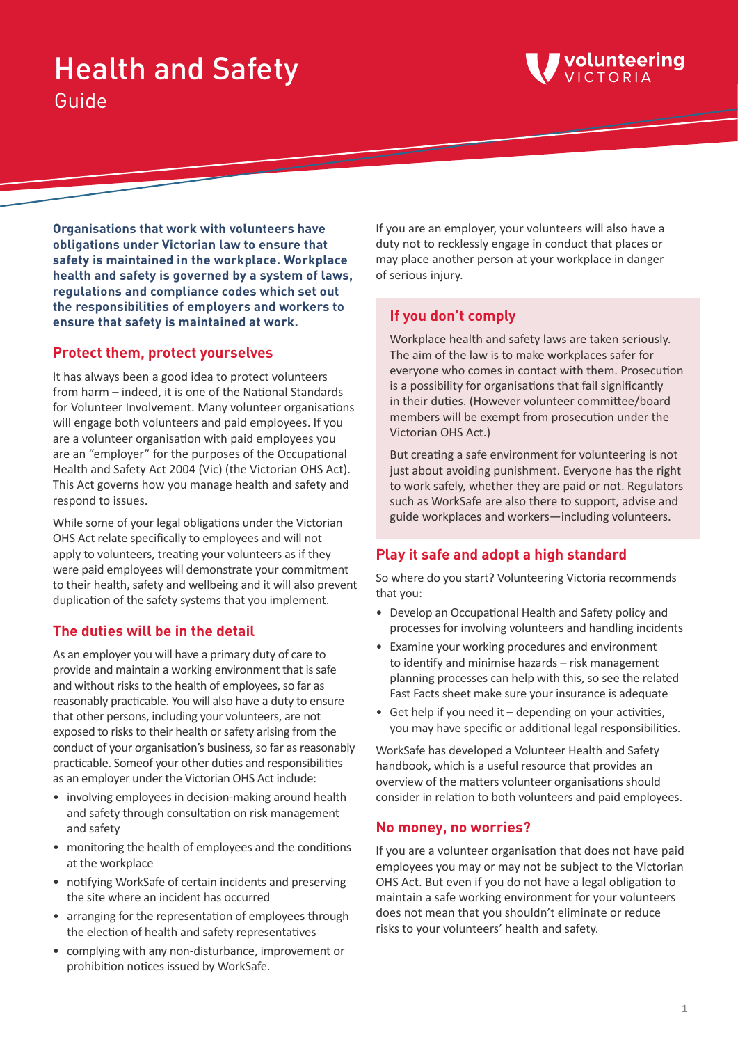# Health and Safety

Guide

volunteering VICTORIA

**Organisations that work with volunteers have obligations under Victorian law to ensure that safety is maintained in the workplace. Workplace health and safety is governed by a system of laws, regulations and compliance codes which set out the responsibilities of employers and workers to ensure that safety is maintained at work.**

## Protect them, protect yourselves

It has always been a good idea to protect volunteers from harm – indeed, it is one of the National Standards for Volunteer Involvement. Many volunteer organisations will engage both volunteers and paid employees. If you are a volunteer organisation with paid employees you are an "employer" for the purposes of the Occupational Health and Safety Act 2004 (Vic) (the Victorian OHS Act). This Act governs how you manage health and safety and respond to issues.

While some of your legal obligations under the Victorian OHS Act relate specifically to employees and will not apply to volunteers, treating your volunteers as if they were paid employees will demonstrate your commitment to their health, safety and wellbeing and it will also prevent duplication of the safety systems that you implement.

## The duties will be in the detail

As an employer you will have a primary duty of care to provide and maintain a working environment that is safe and without risks to the health of employees, so far as is reasonably practicable. You will also have a duty to ensure that other persons, including your volunteers, are not exposed to risks to their health or safety arising from the conduct of your organisation's business, so far as reasonably practicable. Someof your other duties and responsibilities as an employer under the Victorian OHS Act include:

- involving employees in decision-making around health and safety through consultation on risk management and safety
- monitoring the health of employees and the conditions at the workplace
- notifying WorkSafe of certain incidents and preserving the site where an incident has occurred
- arranging for the representation of employees through the election of health and safety representatives
- complying with any non-disturbance, improvement or prohibition notices issued by WorkSafe.

If you are an employer, your volunteers will also have a duty not to recklessly engage in conduct that places or may place another person at your workplace in danger of serious injury.

## If you don't comply

Workplace health and safety laws are taken seriously. The aim of the law is to make workplaces safer for everyone who comes in contact with them. Prosecution is a possibility for organisations that fail significantly in their duties. (However volunteer committee/board members will be exempt from prosecution under the Victorian OHS Act.)

But creating a safe environment for volunteering is not just about avoiding punishment. Everyone has the right to work safely, whether they are paid or not. Regulators such as WorkSafe are also there to support, advise and guide workplaces and workers—including volunteers.

## Play it safe and adopt a high standard

So where do you start? Volunteering Victoria recommends that you:

- Develop an Occupational Health and Safety policy and processes for involving volunteers and handling incidents
- Examine your working procedures and environment to identify and minimise hazards – risk management planning processes can help with this, so see the related Fast Facts sheet make sure your insurance is adequate
- Get help if you need it – depending on your activities, you may have specific or additional legal responsibilities.

WorkSafe has developed a Volunteer Health and Safety handbook, which is a useful resource that provides an overview of the matters volunteer organisations should consider in relation to both volunteers and paid employees.

## No money, no worries?

If you are a volunteer organisation that does not have paid employees you may or may not be subject to the Victorian OHS Act. But even if you do not have a legal obligation to maintain a safe working environment for your volunteers does not mean that you shouldn't eliminate or reduce risks to your volunteers' health and safety.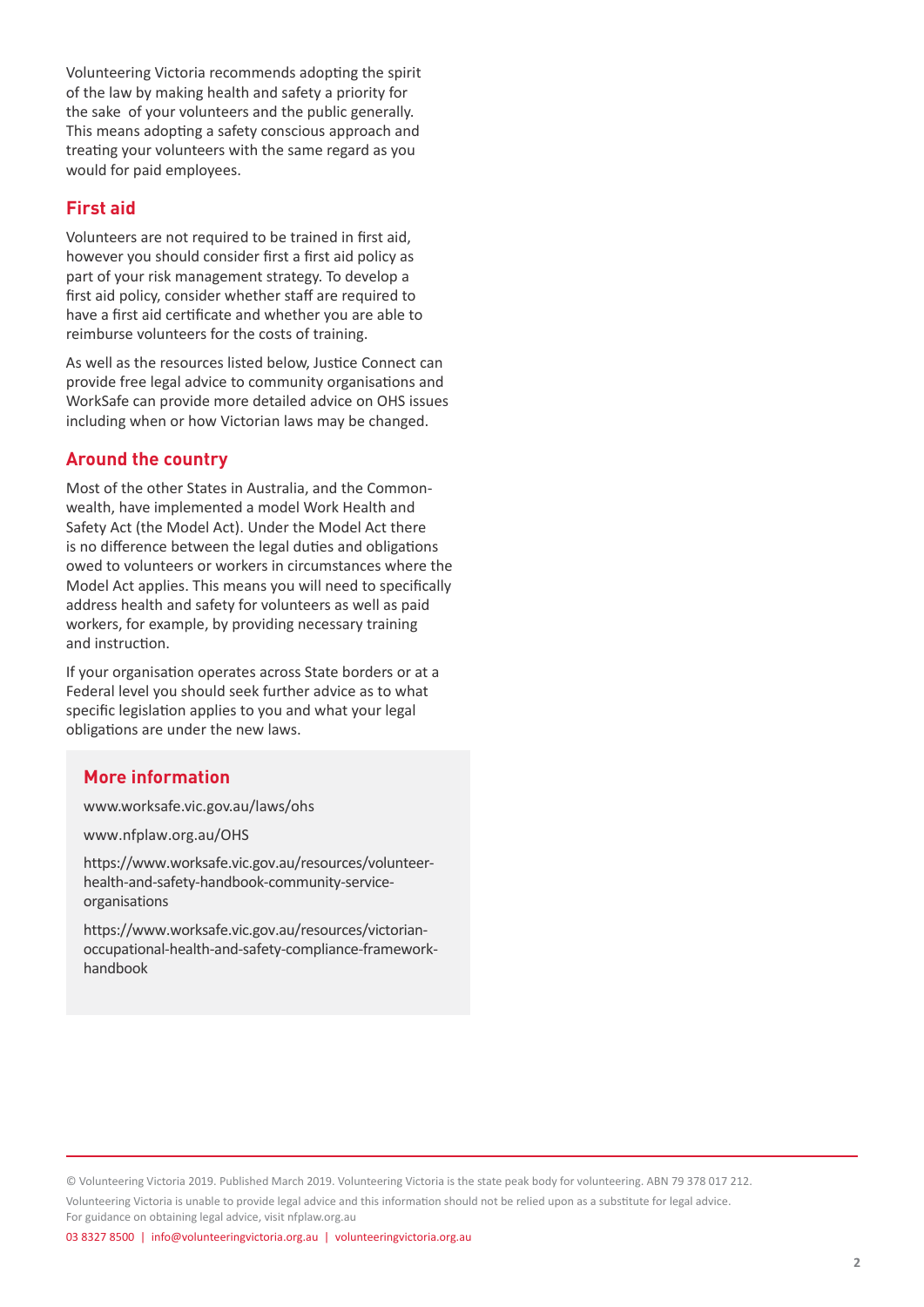Volunteering Victoria recommends adopting the spirit of the law by making health and safety a priority for the sake of your volunteers and the public generally. This means adopting a safety conscious approach and treating your volunteers with the same regard as you would for paid employees.

## First aid

Volunteers are not required to be trained in first aid, however you should consider first a first aid policy as part of your risk management strategy. To develop a first aid policy, consider whether staff are required to have a first aid certificate and whether you are able to reimburse volunteers for the costs of training.

As well as the resources listed below, Justice Connect can provide free legal advice to community organisations and WorkSafe can provide more detailed advice on OHS issues including when or how Victorian laws may be changed.

## Around the country

Most of the other States in Australia, and the Commonwealth, have implemented a model Work Health and Safety Act (the Model Act). Under the Model Act there is no difference between the legal duties and obligations owed to volunteers or workers in circumstances where the Model Act applies. This means you will need to specifically address health and safety for volunteers as well as paid workers, for example, by providing necessary training and instruction.

If your organisation operates across State borders or at a Federal level you should seek further advice as to what specific legislation applies to you and what your legal obligations are under the new laws.

## More information

www.worksafe.vic.gov.au/laws/ohs

www.nfplaw.org.au/OHS

https://www.worksafe.vic.gov.au/resources/volunteer-health-and-safety-handbook-community-service-organisations

https://www.worksafe.vic.gov.au/resources/victorian-occupational-health-and-safety-compliance-framework-handbook

© Volunteering Victoria 2019. Published March 2019. Volunteering Victoria is the state peak body for volunteering. ABN 79 378 017 212.

Volunteering Victoria is unable to provide legal advice and this information should not be relied upon as a substitute for legal advice. For guidance on obtaining legal advice, visit nfplaw.org.au

03 8327 8500 | info@volunteeringvictoria.org.au | volunteeringvictoria.org.au